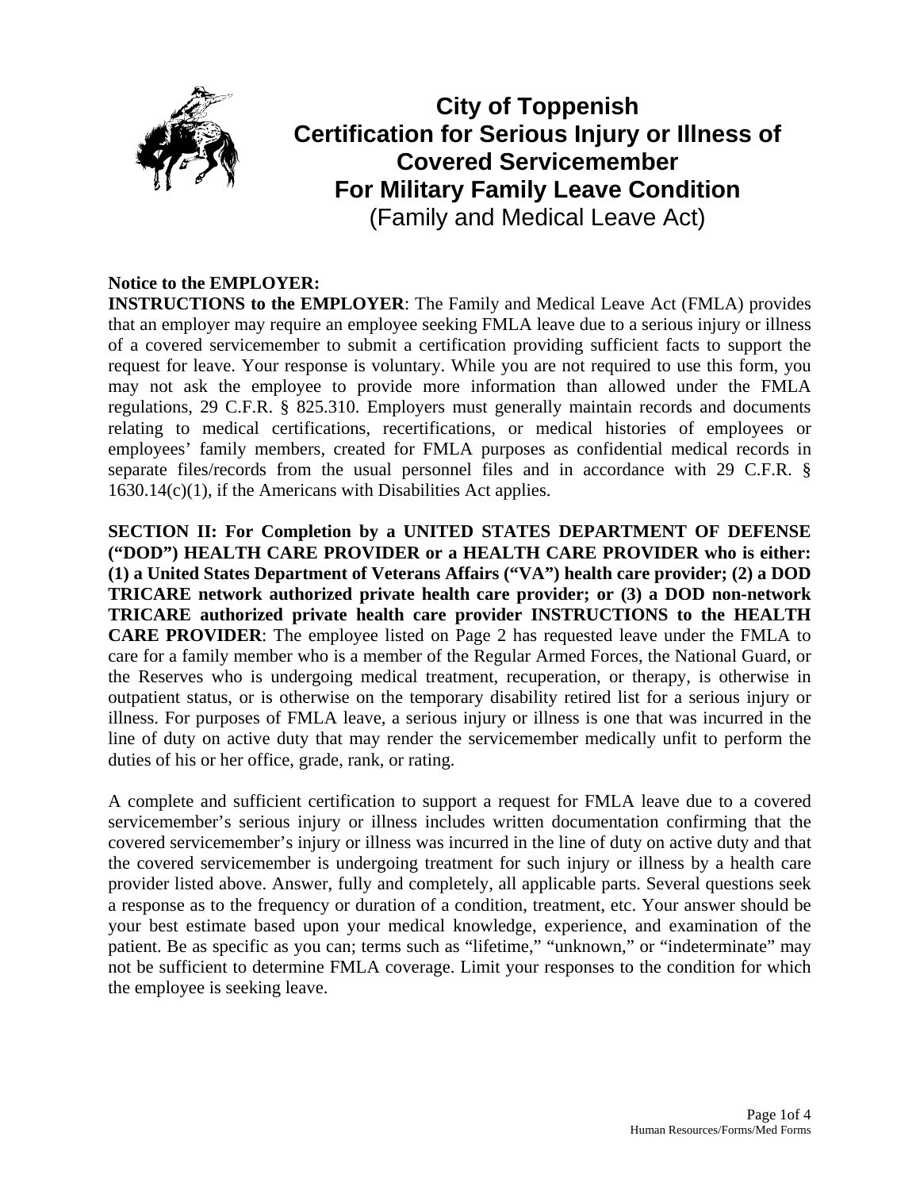# City of Toppenish Certification for Serious Injury or Illness of Covered Servicemember For Military Family Leave Condition

(Family and Medical Leave Act)

**Notice to the EMPLOYER:**

**INSTRUCTIONS to the EMPLOYER**: The Family and Medical Leave Act (FMLA) provides that an employer may require an employee seeking FMLA leave due to a serious injury or illness of a covered servicemember to submit a certification providing sufficient facts to support the request for leave. Your response is voluntary. While you are not required to use this form, you may not ask the employee to provide more information than allowed under the FMLA regulations, 29 C.F.R. § 825.310. Employers must generally maintain records and documents relating to medical certifications, recertifications, or medical histories of employees or employees' family members, created for FMLA purposes as confidential medical records in separate files/records from the usual personnel files and in accordance with 29 C.F.R. § 1630.14(c)(1), if the Americans with Disabilities Act applies.

**SECTION II: For Completion by a UNITED STATES DEPARTMENT OF DEFENSE ("DOD") HEALTH CARE PROVIDER or a HEALTH CARE PROVIDER who is either: (1) a United States Department of Veterans Affairs ("VA") health care provider; (2) a DOD TRICARE network authorized private health care provider; or (3) a DOD non-network TRICARE authorized private health care provider INSTRUCTIONS to the HEALTH CARE PROVIDER**: The employee listed on Page 2 has requested leave under the FMLA to care for a family member who is a member of the Regular Armed Forces, the National Guard, or the Reserves who is undergoing medical treatment, recuperation, or therapy, is otherwise in outpatient status, or is otherwise on the temporary disability retired list for a serious injury or illness. For purposes of FMLA leave, a serious injury or illness is one that was incurred in the line of duty on active duty that may render the servicemember medically unfit to perform the duties of his or her office, grade, rank, or rating.

A complete and sufficient certification to support a request for FMLA leave due to a covered servicemember's serious injury or illness includes written documentation confirming that the covered servicemember's injury or illness was incurred in the line of duty on active duty and that the covered servicemember is undergoing treatment for such injury or illness by a health care provider listed above. Answer, fully and completely, all applicable parts. Several questions seek a response as to the frequency or duration of a condition, treatment, etc. Your answer should be your best estimate based upon your medical knowledge, experience, and examination of the patient. Be as specific as you can; terms such as "lifetime," "unknown," or "indeterminate" may not be sufficient to determine FMLA coverage. Limit your responses to the condition for which the employee is seeking leave.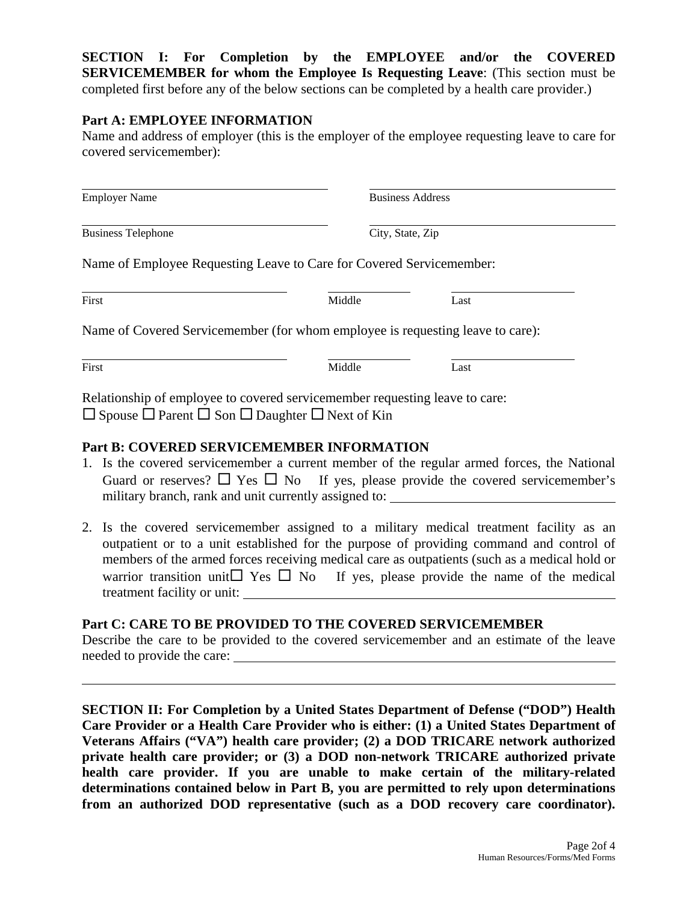**SECTION I: For Completion by the EMPLOYEE and/or the COVERED SERVICEMEMBER for whom the Employee Is Requesting Leave**: (This section must be completed first before any of the below sections can be completed by a health care provider.)

**Part A: EMPLOYEE INFORMATION**

Name and address of employer (this is the employer of the employee requesting leave to care for covered servicemember):

| | |
|---|---|
| Employer Name | Business Address |
| Business Telephone | City, State, Zip |

Name of Employee Requesting Leave to Care for Covered Servicemember:

| | | |
|---|---|---|
| First | Middle | Last |

Name of Covered Servicemember (for whom employee is requesting leave to care):

| | | |
|---|---|---|
| First | Middle | Last |

Relationship of employee to covered servicemember requesting leave to care:
☐ Spouse ☐ Parent ☐ Son ☐ Daughter ☐ Next of Kin

**Part B: COVERED SERVICEMEMBER INFORMATION**

1. Is the covered servicemember a current member of the regular armed forces, the National Guard or reserves? ☐ Yes ☐ No If yes, please provide the covered servicemember's military branch, rank and unit currently assigned to: ______________________________

2. Is the covered servicemember assigned to a military medical treatment facility as an outpatient or to a unit established for the purpose of providing command and control of members of the armed forces receiving medical care as outpatients (such as a medical hold or warrior transition unit☐ Yes ☐ No If yes, please provide the name of the medical treatment facility or unit: ______________________________

**Part C: CARE TO BE PROVIDED TO THE COVERED SERVICEMEMBER**

Describe the care to be provided to the covered servicemember and an estimate of the leave needed to provide the care: ______________________________

______________________________________________________________________

**SECTION II: For Completion by a United States Department of Defense ("DOD") Health Care Provider or a Health Care Provider who is either: (1) a United States Department of Veterans Affairs ("VA") health care provider; (2) a DOD TRICARE network authorized private health care provider; or (3) a DOD non-network TRICARE authorized private health care provider. If you are unable to make certain of the military-related determinations contained below in Part B, you are permitted to rely upon determinations from an authorized DOD representative (such as a DOD recovery care coordinator).**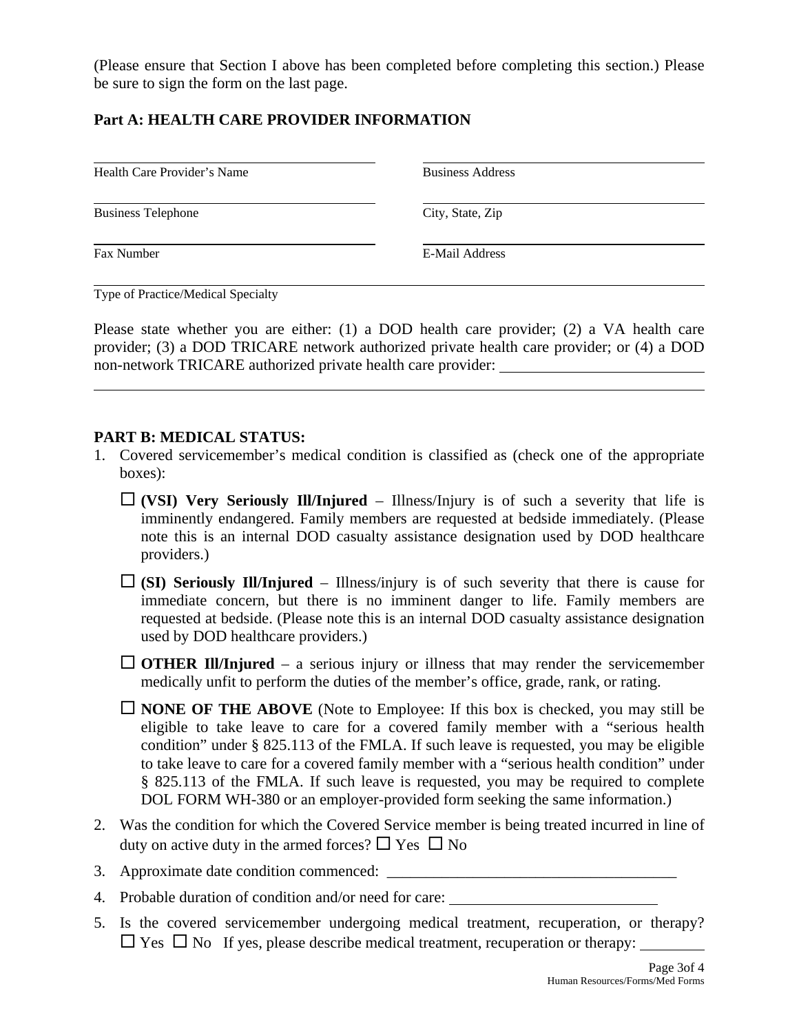(Please ensure that Section I above has been completed before completing this section.) Please be sure to sign the form on the last page.

**Part A: HEALTH CARE PROVIDER INFORMATION**

| | |
|---|---|
| Health Care Provider's Name | Business Address |
| Business Telephone | City, State, Zip |
| Fax Number | E-Mail Address |

Type of Practice/Medical Specialty

Please state whether you are either: (1) a DOD health care provider; (2) a VA health care provider; (3) a DOD TRICARE network authorized private health care provider; or (4) a DOD non-network TRICARE authorized private health care provider: ___________________________

___________________________________________________________________________

**PART B: MEDICAL STATUS:**

1. Covered servicemember's medical condition is classified as (check one of the appropriate boxes):

   ☐ **(VSI) Very Seriously Ill/Injured** – Illness/Injury is of such a severity that life is imminently endangered. Family members are requested at bedside immediately. (Please note this is an internal DOD casualty assistance designation used by DOD healthcare providers.)

   ☐ **(SI) Seriously Ill/Injured** – Illness/injury is of such severity that there is cause for immediate concern, but there is no imminent danger to life. Family members are requested at bedside. (Please note this is an internal DOD casualty assistance designation used by DOD healthcare providers.)

   ☐ **OTHER Ill/Injured** – a serious injury or illness that may render the servicemember medically unfit to perform the duties of the member's office, grade, rank, or rating.

   ☐ **NONE OF THE ABOVE** (Note to Employee: If this box is checked, you may still be eligible to take leave to care for a covered family member with a "serious health condition" under § 825.113 of the FMLA. If such leave is requested, you may be eligible to take leave to care for a covered family member with a "serious health condition" under § 825.113 of the FMLA. If such leave is requested, you may be required to complete DOL FORM WH-380 or an employer-provided form seeking the same information.)

2. Was the condition for which the Covered Service member is being treated incurred in line of duty on active duty in the armed forces? ☐ Yes ☐ No

3. Approximate date condition commenced: _____________________________________

4. Probable duration of condition and/or need for care: ___________________________

5. Is the covered servicemember undergoing medical treatment, recuperation, or therapy? ☐ Yes ☐ No If yes, please describe medical treatment, recuperation or therapy: ________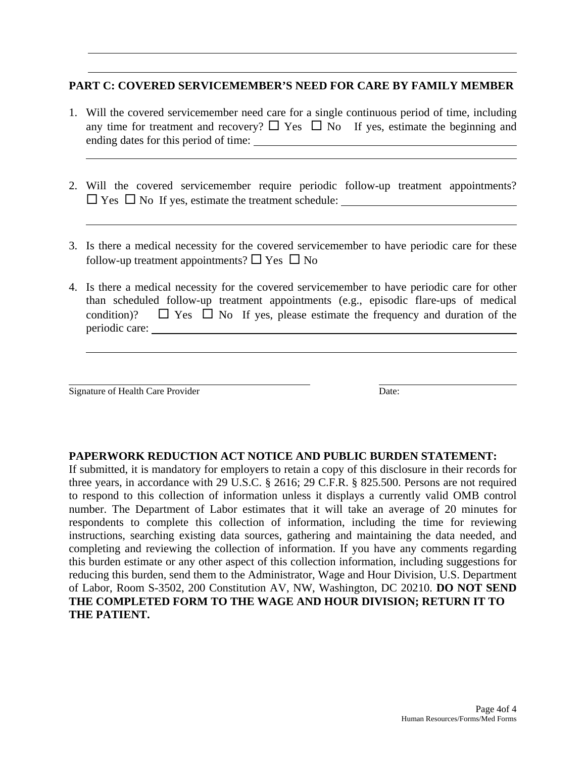## PART C: COVERED SERVICEMEMBER'S NEED FOR CARE BY FAMILY MEMBER

1. Will the covered servicemember need care for a single continuous period of time, including any time for treatment and recovery? ☐ Yes ☐ No If yes, estimate the beginning and ending dates for this period of time: ______________________________________________

   ________________________________________________________________________

2. Will the covered servicemember require periodic follow-up treatment appointments? ☐ Yes ☐ No If yes, estimate the treatment schedule: ______________________________

   ________________________________________________________________________

3. Is there a medical necessity for the covered servicemember to have periodic care for these follow-up treatment appointments? ☐ Yes ☐ No

4. Is there a medical necessity for the covered servicemember to have periodic care for other than scheduled follow-up treatment appointments (e.g., episodic flare-ups of medical condition)? ☐ Yes ☐ No If yes, please estimate the frequency and duration of the periodic care: ______________________________________________________________

   ________________________________________________________________________

_____________________________________ Signature of Health Care Provider

_____________________ Date:

**PAPERWORK REDUCTION ACT NOTICE AND PUBLIC BURDEN STATEMENT:**
If submitted, it is mandatory for employers to retain a copy of this disclosure in their records for three years, in accordance with 29 U.S.C. § 2616; 29 C.F.R. § 825.500. Persons are not required to respond to this collection of information unless it displays a currently valid OMB control number. The Department of Labor estimates that it will take an average of 20 minutes for respondents to complete this collection of information, including the time for reviewing instructions, searching existing data sources, gathering and maintaining the data needed, and completing and reviewing the collection of information. If you have any comments regarding this burden estimate or any other aspect of this collection information, including suggestions for reducing this burden, send them to the Administrator, Wage and Hour Division, U.S. Department of Labor, Room S-3502, 200 Constitution AV, NW, Washington, DC 20210. **DO NOT SEND THE COMPLETED FORM TO THE WAGE AND HOUR DIVISION; RETURN IT TO THE PATIENT.**

Human Resources/Forms/Med Forms